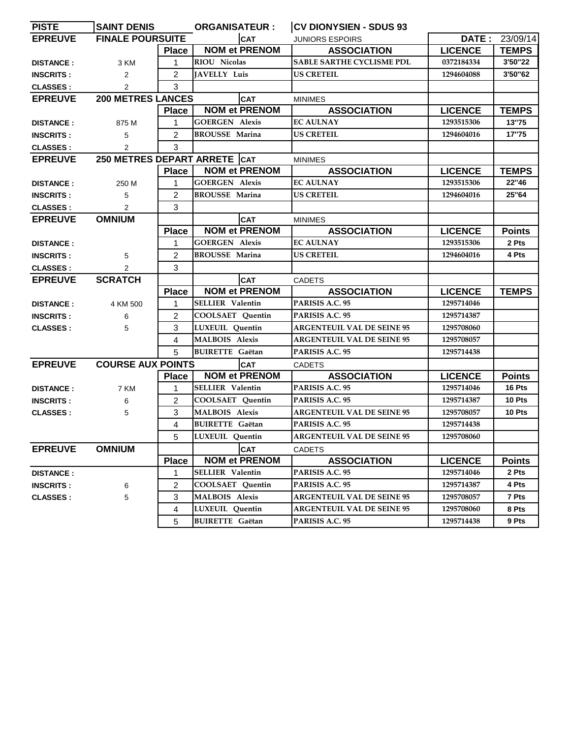| PISTE | SAINT DENIS | | ORGANISATEUR : | CV DIONYSIEN - SDUS 93 | | |
|---|---|---|---|---|---|---|
| **EPREUVE** | **FINALE POURSUITE** | | **CAT** | JUNIORS ESPOIRS | **DATE :** | 23/09/14 |
| | | **Place** | **NOM et PRENOM** | **ASSOCIATION** | **LICENCE** | **TEMPS** |
| **DISTANCE :** | 3 KM | 1 | RIOU Nicolas | SABLE SARTHE CYCLISME PDL | 0372184334 | 3'50"22 |
| **INSCRITS :** | 2 | 2 | JAVELLY Luis | US CRETEIL | 1294604088 | 3'50"62 |
| **CLASSES :** | 2 | 3 | | | | |
| **EPREUVE** | **200 METRES LANCES** | | **CAT** | MINIMES | | |
| | | **Place** | **NOM et PRENOM** | **ASSOCIATION** | **LICENCE** | **TEMPS** |
| **DISTANCE :** | 875 M | 1 | GOERGEN Alexis | EC AULNAY | 1293515306 | 13"75 |
| **INSCRITS :** | 5 | 2 | BROUSSE Marina | US CRETEIL | 1294604016 | 17"75 |
| **CLASSES :** | 2 | 3 | | | | |
| **EPREUVE** | **250 METRES DEPART ARRETE** | | **CAT** | MINIMES | | |
| | | **Place** | **NOM et PRENOM** | **ASSOCIATION** | **LICENCE** | **TEMPS** |
| **DISTANCE :** | 250 M | 1 | GOERGEN Alexis | EC AULNAY | 1293515306 | 22"46 |
| **INSCRITS :** | 5 | 2 | BROUSSE Marina | US CRETEIL | 1294604016 | 25"64 |
| **CLASSES :** | 2 | 3 | | | | |
| **EPREUVE** | **OMNIUM** | | **CAT** | MINIMES | | |
| | | **Place** | **NOM et PRENOM** | **ASSOCIATION** | **LICENCE** | **Points** |
| **DISTANCE :** | | 1 | GOERGEN Alexis | EC AULNAY | 1293515306 | 2 Pts |
| **INSCRITS :** | 5 | 2 | BROUSSE Marina | US CRETEIL | 1294604016 | 4 Pts |
| **CLASSES :** | 2 | 3 | | | | |
| **EPREUVE** | **SCRATCH** | | **CAT** | CADETS | | |
| | | **Place** | **NOM et PRENOM** | **ASSOCIATION** | **LICENCE** | **TEMPS** |
| **DISTANCE :** | 4 KM 500 | 1 | SELLIER Valentin | PARISIS A.C. 95 | 1295714046 | |
| **INSCRITS :** | 6 | 2 | COOLSAET Quentin | PARISIS A.C. 95 | 1295714387 | |
| **CLASSES :** | 5 | 3 | LUXEUIL Quentin | ARGENTEUIL VAL DE SEINE 95 | 1295708060 | |
| | | 4 | MALBOIS Alexis | ARGENTEUIL VAL DE SEINE 95 | 1295708057 | |
| | | 5 | BUIRETTE Gaëtan | PARISIS A.C. 95 | 1295714438 | |
| **EPREUVE** | **COURSE AUX POINTS** | | **CAT** | CADETS | | |
| | | **Place** | **NOM et PRENOM** | **ASSOCIATION** | **LICENCE** | **Points** |
| **DISTANCE :** | 7 KM | 1 | SELLIER Valentin | PARISIS A.C. 95 | 1295714046 | 16 Pts |
| **INSCRITS :** | 6 | 2 | COOLSAET Quentin | PARISIS A.C. 95 | 1295714387 | 10 Pts |
| **CLASSES :** | 5 | 3 | MALBOIS Alexis | ARGENTEUIL VAL DE SEINE 95 | 1295708057 | 10 Pts |
| | | 4 | BUIRETTE Gaëtan | PARISIS A.C. 95 | 1295714438 | |
| | | 5 | LUXEUIL Quentin | ARGENTEUIL VAL DE SEINE 95 | 1295708060 | |
| **EPREUVE** | **OMNIUM** | | **CAT** | CADETS | | |
| | | **Place** | **NOM et PRENOM** | **ASSOCIATION** | **LICENCE** | **Points** |
| **DISTANCE :** | | 1 | SELLIER Valentin | PARISIS A.C. 95 | 1295714046 | 2 Pts |
| **INSCRITS :** | 6 | 2 | COOLSAET Quentin | PARISIS A.C. 95 | 1295714387 | 4 Pts |
| **CLASSES :** | 5 | 3 | MALBOIS Alexis | ARGENTEUIL VAL DE SEINE 95 | 1295708057 | 7 Pts |
| | | 4 | LUXEUIL Quentin | ARGENTEUIL VAL DE SEINE 95 | 1295708060 | 8 Pts |
| | | 5 | BUIRETTE Gaëtan | PARISIS A.C. 95 | 1295714438 | 9 Pts |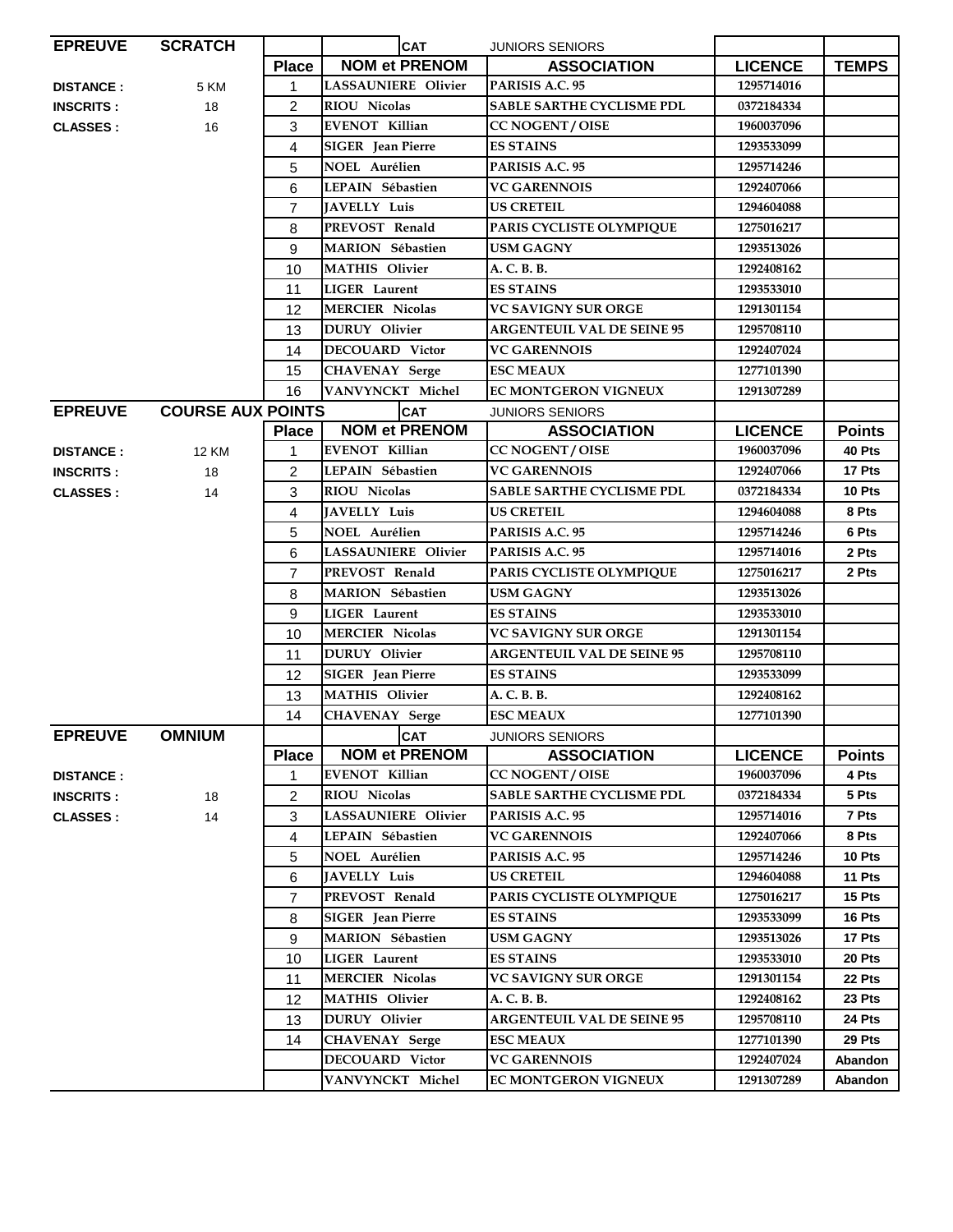| EPREUVE | SCRATCH | | | CAT | JUNIORS SENIORS | | |
|---|---|---|---|---|---|---|---|
| | | Place | NOM et PRENOM | | ASSOCIATION | LICENCE | TEMPS |
| DISTANCE : | 5 KM | 1 | LASSAUNIERE Olivier | | PARISIS A.C. 95 | 1295714016 | |
| INSCRITS : | 18 | 2 | RIOU Nicolas | | SABLE SARTHE CYCLISME PDL | 0372184334 | |
| CLASSES : | 16 | 3 | EVENOT Killian | | CC NOGENT / OISE | 1960037096 | |
| | | 4 | SIGER Jean Pierre | | ES STAINS | 1293533099 | |
| | | 5 | NOEL Aurélien | | PARISIS A.C. 95 | 1295714246 | |
| | | 6 | LEPAIN Sébastien | | VC GARENNOIS | 1292407066 | |
| | | 7 | JAVELLY Luis | | US CRETEIL | 1294604088 | |
| | | 8 | PREVOST Renald | | PARIS CYCLISTE OLYMPIQUE | 1275016217 | |
| | | 9 | MARION Sébastien | | USM GAGNY | 1293513026 | |
| | | 10 | MATHIS Olivier | | A. C. B. B. | 1292408162 | |
| | | 11 | LIGER Laurent | | ES STAINS | 1293533010 | |
| | | 12 | MERCIER Nicolas | | VC SAVIGNY SUR ORGE | 1291301154 | |
| | | 13 | DURUY Olivier | | ARGENTEUIL VAL DE SEINE 95 | 1295708110 | |
| | | 14 | DECOUARD Victor | | VC GARENNOIS | 1292407024 | |
| | | 15 | CHAVENAY Serge | | ESC MEAUX | 1277101390 | |
| | | 16 | VANVYNCKT Michel | | EC MONTGERON VIGNEUX | 1291307289 | |

| EPREUVE | COURSE AUX POINTS | | | CAT | JUNIORS SENIORS | | |
|---|---|---|---|---|---|---|---|
| | | Place | NOM et PRENOM | | ASSOCIATION | LICENCE | Points |
| DISTANCE : | 12 KM | 1 | EVENOT Killian | | CC NOGENT / OISE | 1960037096 | 40 Pts |
| INSCRITS : | 18 | 2 | LEPAIN Sébastien | | VC GARENNOIS | 1292407066 | 17 Pts |
| CLASSES : | 14 | 3 | RIOU Nicolas | | SABLE SARTHE CYCLISME PDL | 0372184334 | 10 Pts |
| | | 4 | JAVELLY Luis | | US CRETEIL | 1294604088 | 8 Pts |
| | | 5 | NOEL Aurélien | | PARISIS A.C. 95 | 1295714246 | 6 Pts |
| | | 6 | LASSAUNIERE Olivier | | PARISIS A.C. 95 | 1295714016 | 2 Pts |
| | | 7 | PREVOST Renald | | PARIS CYCLISTE OLYMPIQUE | 1275016217 | 2 Pts |
| | | 8 | MARION Sébastien | | USM GAGNY | 1293513026 | |
| | | 9 | LIGER Laurent | | ES STAINS | 1293533010 | |
| | | 10 | MERCIER Nicolas | | VC SAVIGNY SUR ORGE | 1291301154 | |
| | | 11 | DURUY Olivier | | ARGENTEUIL VAL DE SEINE 95 | 1295708110 | |
| | | 12 | SIGER Jean Pierre | | ES STAINS | 1293533099 | |
| | | 13 | MATHIS Olivier | | A. C. B. B. | 1292408162 | |
| | | 14 | CHAVENAY Serge | | ESC MEAUX | 1277101390 | |

| EPREUVE | OMNIUM | | | CAT | JUNIORS SENIORS | | |
|---|---|---|---|---|---|---|---|
| | | Place | NOM et PRENOM | | ASSOCIATION | LICENCE | Points |
| DISTANCE : | | 1 | EVENOT Killian | | CC NOGENT / OISE | 1960037096 | 4 Pts |
| INSCRITS : | 18 | 2 | RIOU Nicolas | | SABLE SARTHE CYCLISME PDL | 0372184334 | 5 Pts |
| CLASSES : | 14 | 3 | LASSAUNIERE Olivier | | PARISIS A.C. 95 | 1295714016 | 7 Pts |
| | | 4 | LEPAIN Sébastien | | VC GARENNOIS | 1292407066 | 8 Pts |
| | | 5 | NOEL Aurélien | | PARISIS A.C. 95 | 1295714246 | 10 Pts |
| | | 6 | JAVELLY Luis | | US CRETEIL | 1294604088 | 11 Pts |
| | | 7 | PREVOST Renald | | PARIS CYCLISTE OLYMPIQUE | 1275016217 | 15 Pts |
| | | 8 | SIGER Jean Pierre | | ES STAINS | 1293533099 | 16 Pts |
| | | 9 | MARION Sébastien | | USM GAGNY | 1293513026 | 17 Pts |
| | | 10 | LIGER Laurent | | ES STAINS | 1293533010 | 20 Pts |
| | | 11 | MERCIER Nicolas | | VC SAVIGNY SUR ORGE | 1291301154 | 22 Pts |
| | | 12 | MATHIS Olivier | | A. C. B. B. | 1292408162 | 23 Pts |
| | | 13 | DURUY Olivier | | ARGENTEUIL VAL DE SEINE 95 | 1295708110 | 24 Pts |
| | | 14 | CHAVENAY Serge | | ESC MEAUX | 1277101390 | 29 Pts |
| | | | DECOUARD Victor | | VC GARENNOIS | 1292407024 | Abandon |
| | | | VANVYNCKT Michel | | EC MONTGERON VIGNEUX | 1291307289 | Abandon |